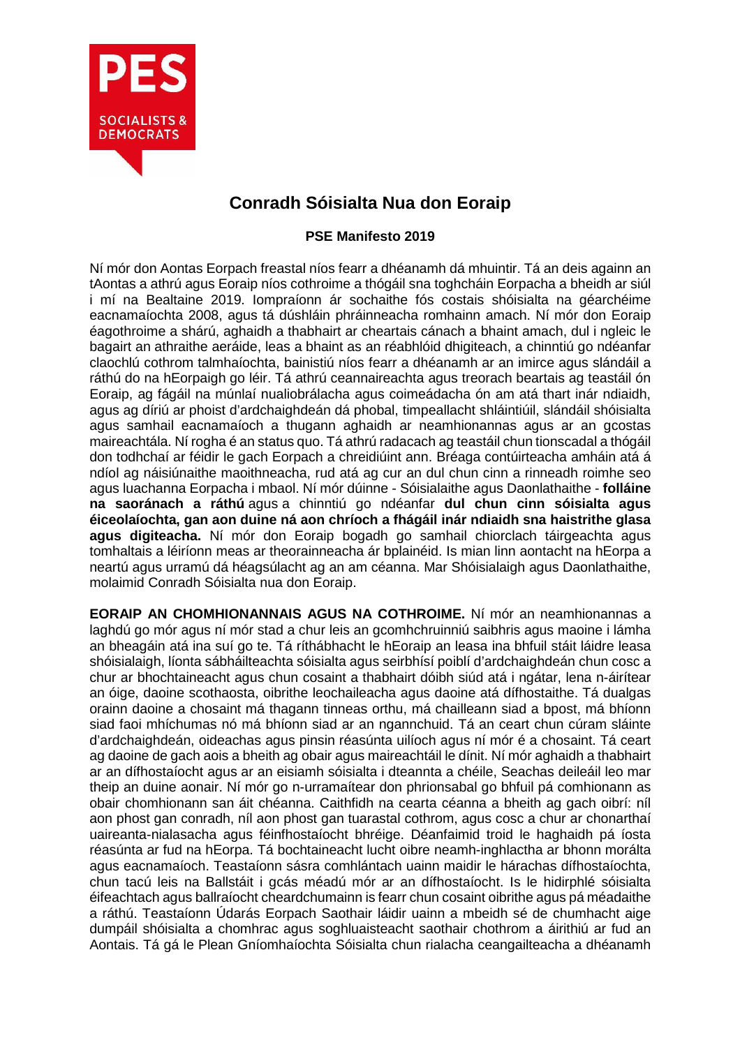# Conradh Sóisialta Nua don Eoraip

**PSE Manifesto 2019**

Ní mór don Aontas Eorpach freastal níos fearr a dhéanamh dá mhuintir. Tá an deis againn an tAontas a athrú agus Eoraip níos cothroime a thógáil sna toghcháin Eorpacha a bheidh ar siúl i mí na Bealtaine 2019. Iompraíonn ár sochaithe fós costais shóisialta na géarchéime eacnamaíochta 2008, agus tá dúshláin phráinneacha romhainn amach. Ní mór don Eoraip éagothroime a shárú, aghaidh a thabhairt ar cheartais cánach a bhaint amach, dul i ngleic le bagairt an athraithe aeráide, leas a bhaint as an réabhlóid dhigiteach, a chinntiú go ndéanfar claochlú cothrom talmhaíochta, bainistiú níos fearr a dhéanamh ar an imirce agus slándáil a ráthú do na hEorpaigh go léir. Tá athrú ceannaireachta agus treorach beartais ag teastáil ón Eoraip, ag fágáil na múnlaí nualiobrálacha agus coimeádacha ón am atá thart inár ndiaidh, agus ag díriú ar phoist d'ardchaighdeán dá phobal, timpeallacht shláintiúil, slándáil shóisialta agus samhail eacnamaíoch a thugann aghaidh ar neamhionannas agus ar an gcostas maireachtála. Ní rogha é an status quo. Tá athrú radacach ag teastáil chun tionscadal a thógáil don todhchaí ar féidir le gach Eorpach a chreidiúint ann. Bréaga contúirteacha amháin atá á ndíol ag náisiúnaithe maoithneacha, rud atá ag cur an dul chun cinn a rinneadh roimhe seo agus luachanna Eorpacha i mbaol. Ní mór dúinne - Sóisialaithe agus Daonlathaithe - **folláine na saoránach a ráthú** agus a chinntiú go ndéanfar **dul chun cinn sóisialta agus éiceolaíochta, gan aon duine ná aon chríoch a fhágáil inár ndiaidh sna haistrithe glasa agus digiteacha.** Ní mór don Eoraip bogadh go samhail chiorclach táirgeachta agus tomhaltais a léiríonn meas ar theorainneacha ár bplainéid. Is mian linn aontacht na hEorpa a neartú agus urramú dá héagsúlacht ag an am céanna. Mar Shóisialaigh agus Daonlathaithe, molaimid Conradh Sóisialta nua don Eoraip.

**EORAIP AN CHOMHIONANNAIS AGUS NA COTHROIME.** Ní mór an neamhionannas a laghdú go mór agus ní mór stad a chur leis an gcomhchruinniú saibhris agus maoine i lámha an bheagáin atá ina suí go te. Tá ríthábhacht le hEoraip an leasa ina bhfuil stáit láidre leasa shóisialaigh, líonta sábháilteachta sóisialta agus seirbhísí poiblí d'ardchaighdeán chun cosc a chur ar bhochtaineacht agus chun cosaint a thabhairt dóibh siúd atá i ngátar, lena n-áirítear an óige, daoine scothaosta, oibrithe leochaileacha agus daoine atá dífhostaithe. Tá dualgas orainn daoine a chosaint má thagann tinneas orthu, má chailleann siad a bpost, má bhíonn siad faoi mhíchumas nó má bhíonn siad ar an ngannchuid. Tá an ceart chun cúram sláinte d'ardchaighdeán, oideachas agus pinsin réasúnta uilíoch agus ní mór é a chosaint. Tá ceart ag daoine de gach aois a bheith ag obair agus maireachtáil le dínit. Ní mór aghaidh a thabhairt ar an dífhostaíocht agus ar an eisiamh sóisialta i dteannta a chéile, Seachas deileáil leo mar theip an duine aonair. Ní mór go n-urramaítear don phrionsabal go bhfuil pá comhionann as obair chomhionann san áit chéanna. Caithfidh na cearta céanna a bheith ag gach oibrí: níl aon phost gan conradh, níl aon phost gan tuarastal cothrom, agus cosc a chur ar chonarthaí uaireanta-nialasacha agus féinfhostaíocht bhréige. Déanfaimid troid le haghaidh pá íosta réasúnta ar fud na hEorpa. Tá bochtaineacht lucht oibre neamh-inghlactha ar bhonn morálta agus eacnamaíoch. Teastaíonn sásra comhlántach uainn maidir le hárachas dífhostaíochta, chun tacú leis na Ballstáit i gcás méadú mór ar an dífhostaíocht. Is le hidirphlé sóisialta éifeachtach agus ballraíocht cheardchumainn is fearr chun cosaint oibrithe agus pá méadaithe a ráthú. Teastaíonn Údarás Eorpach Saothair láidir uainn a mbeidh sé de chumhacht aige dumpáil shóisialta a chomhrac agus soghluaisteacht saothair chothrom a áirithiú ar fud an Aontais. Tá gá le Plean Gníomhaíochta Sóisialta chun rialacha ceangailteacha a dhéanamh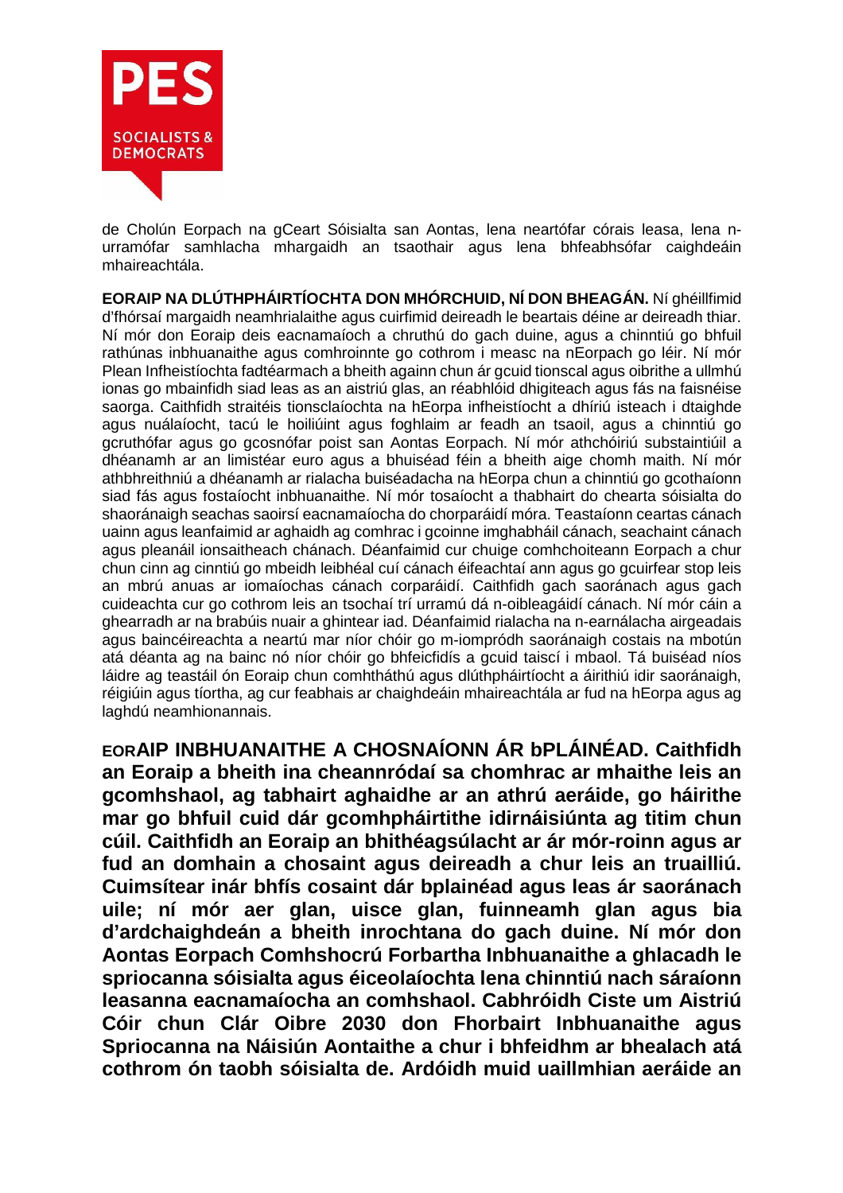de Cholún Eorpach na gCeart Sóisialta san Aontas, lena neartófar córais leasa, lena n-urramófar samhlacha mhargaidh an tsaothair agus lena bhfeabhsófar caighdeáin mhaireachtála.

**EORAIP NA DLÚTHPHÁIRTÍOCHTA DON MHÓRCHUID, NÍ DON BHEAGÁN.** Ní ghéillfimid d'fhórsaí margaidh neamhrialaithe agus cuirfimid deireadh le beartais déine ar deireadh thiar. Ní mór don Eoraip deis eacnamaíoch a chruthú do gach duine, agus a chinntiú go bhfuil rathúnas inbhuanaithe agus comhroinnte go cothrom i measc na nEorpach go léir. Ní mór Plean Infheistíochta fadtéarmach a bheith againn chun ár gcuid tionscal agus oibrithe a ullmhú ionas go mbainfidh siad leas as an aistriú glas, an réabhlóid dhigiteach agus fás na faisnéise saorga. Caithfidh straitéis tionsclaíochta na hEorpa infheistíocht a dhíriú isteach i dtaighde agus nuálaíocht, tacú le hoiliúint agus foghlaim ar feadh an tsaoil, agus a chinntiú go gcruthófar agus go gcosnófar poist san Aontas Eorpach. Ní mór athchóiriú substaintiúil a dhéanamh ar an limistéar euro agus a bhuiséad féin a bheith aige chomh maith. Ní mór athbhreithniú a dhéanamh ar rialacha buiséadacha na hEorpa chun a chinntiú go gcothaíonn siad fás agus fostaíocht inbhuanaithe. Ní mór tosaíocht a thabhairt do chearta sóisialta do shaoránaigh seachas saoirsí eacnamaíocha do chorparáidí móra. Teastaíonn ceartas cánach uainn agus leanfaimid ar aghaidh ag comhrac i gcoinne imghabháil cánach, seachaint cánach agus pleanáil ionsaitheach chánach. Déanfaimid cur chuige comhchoiteann Eorpach a chur chun cinn ag cinntiú go mbeidh leibhéal cuí cánach éifeachtaí ann agus go gcuirfear stop leis an mbrú anuas ar iomaíochas cánach corparáidí. Caithfidh gach saoránach agus gach cuideachta cur go cothrom leis an tsochaí trí urramú dá n-oibleagáidí cánach. Ní mór cáin a ghearradh ar na brabúis nuair a ghintear iad. Déanfaimid rialacha na n-earnálacha airgeadais agus baincéireachta a neartú mar níor chóir go m-iompródh saoránaigh costais na mbotún atá déanta ag na bainc nó níor chóir go bhfeicfidís a gcuid taiscí i mbaol. Tá buiséad níos láidre ag teastáil ón Eoraip chun comhtháthú agus dlúthpháirtíocht a áirithiú idir saoránaigh, réigiúin agus tíortha, ag cur feabhais ar chaighdeáin mhaireachtála ar fud na hEorpa agus ag laghdú neamhionannais.

**EORAIP INBHUANAITHE A CHOSNAÍONN ÁR bPLÁINÉAD. Caithfidh an Eoraip a bheith ina cheannródaí sa chomhrac ar mhaithe leis an gcomhshaol, ag tabhairt aghaidhe ar an athrú aeráide, go háirithe mar go bhfuil cuid dár gcomhpháirtithe idirnáisiúnta ag titim chun cúil. Caithfidh an Eoraip an bhithéagsúlacht ar ár mór-roinn agus ar fud an domhain a chosaint agus deireadh a chur leis an truailliú. Cuimsítear inár bhfís cosaint dár bplainéad agus leas ár saoránach uile; ní mór aer glan, uisce glan, fuinneamh glan agus bia d'ardchaighdeán a bheith inrochtana do gach duine. Ní mór don Aontas Eorpach Comhshocrú Forbartha Inbhuanaithe a ghlacadh le spriocanna sóisialta agus éiceolaíochta lena chinntiú nach sáraíonn leasanna eacnamaíocha an comhshaol. Cabhróidh Ciste um Aistriú Cóir chun Clár Oibre 2030 don Fhorbairt Inbhuanaithe agus Spriocanna na Náisiún Aontaithe a chur i bhfeidhm ar bhealach atá cothrom ón taobh sóisialta de. Ardóidh muid uaillmhian aeráide an**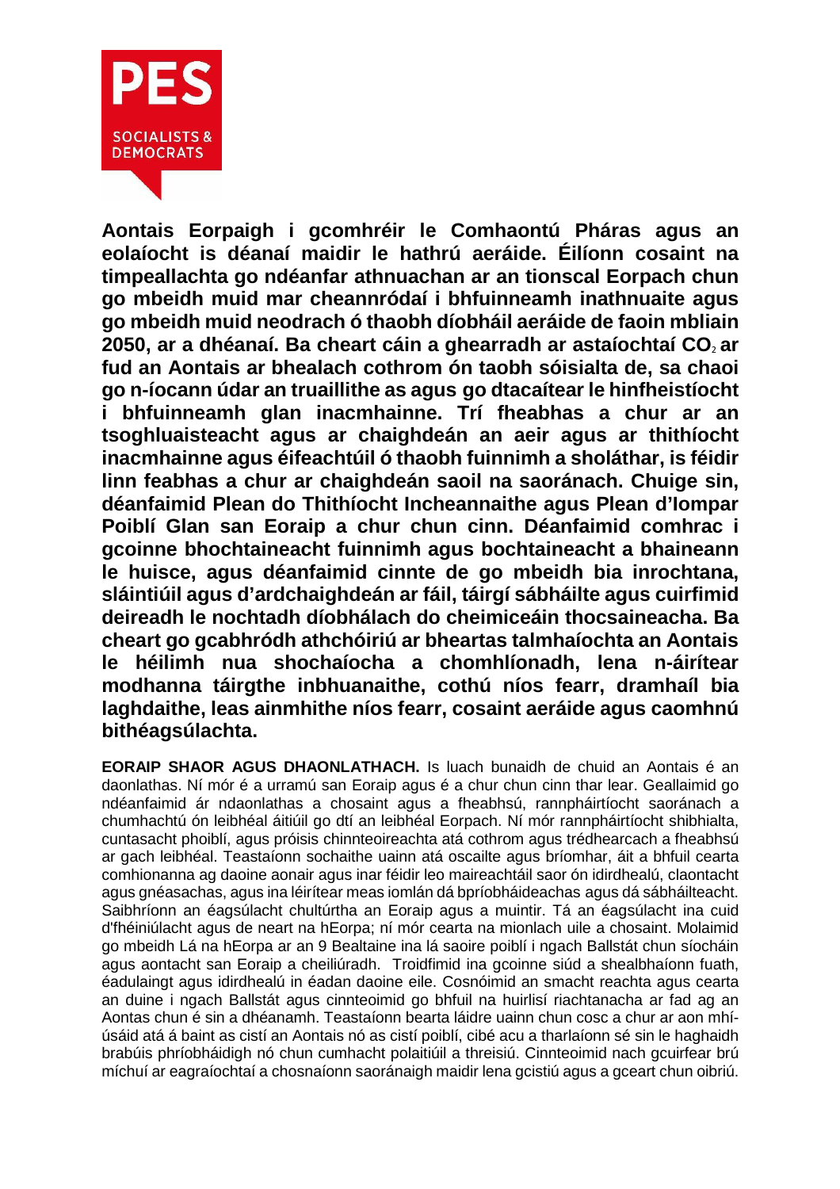**Aontais Eorpaigh i gcomhréir le Comhaontú Pháras agus an eolaíocht is déanaí maidir le hathrú aeráide. Éilíonn cosaint na timpeallachta go ndéanfar athnuachan ar an tionscal Eorpach chun go mbeidh muid mar cheannródaí i bhfuinneamh inathnuaite agus go mbeidh muid neodrach ó thaobh díobháil aeráide de faoin mbliain 2050, ar a dhéanaí. Ba cheart cáin a ghearradh ar astaíochtaí $CO_2$ ar fud an Aontais ar bhealach cothrom ón taobh sóisialta de, sa chaoi go n-íocann údar an truaillithe as agus go dtacaítear le hinfheistíocht i bhfuinneamh glan inacmhainne. Trí fheabhas a chur ar an tsoghluaisteacht agus ar chaighdeán an aeir agus ar thithíocht inacmhainne agus éifeachtúil ó thaobh fuinnimh a sholáthar, is féidir linn feabhas a chur ar chaighdeán saoil na saoránach. Chuige sin, déanfaimid Plean do Thithíocht Incheannaithe agus Plean d'Iompar Poiblí Glan san Eoraip a chur chun cinn. Déanfaimid comhrac i gcoinne bhochtaineacht fuinnimh agus bochtaineacht a bhaineann le huisce, agus déanfaimid cinnte de go mbeidh bia inrochtana, sláintiúil agus d'ardchaighdeán ar fáil, táirgí sábháilte agus cuirfimid deireadh le nochtadh díobhálach do cheimiceáin thocsaineacha. Ba cheart go gcabhródh athchóiriú ar bheartas talmhaíochta an Aontais le héilimh nua shochaíocha a chomhlíonadh, lena n-áirítear modhanna táirgthe inbhuanaithe, cothú níos fearr, dramhaíl bia laghdaithe, leas ainmhithe níos fearr, cosaint aeráide agus caomhnú bithéagsúlachta.**

**EORAIP SHAOR AGUS DHAONLATHACH.** Is luach bunaidh de chuid an Aontais é an daonlathas. Ní mór é a urramú san Eoraip agus é a chur chun cinn thar lear. Geallaimid go ndéanfaimid ár ndaonlathas a chosaint agus a fheabhsú, rannpháirtíocht saoránach a chumhachtú ón leibhéal áitiúil go dtí an leibhéal Eorpach. Ní mór rannpháirtíocht shibhialta, cuntasacht phoiblí, agus próisis chinnteoireachta atá cothrom agus trédhearcach a fheabhsú ar gach leibhéal. Teastaíonn sochaithe uainn atá oscailte agus bríomhar, áit a bhfuil cearta comhionanna ag daoine aonair agus inar féidir leo maireachtáil saor ón idirdhealú, claontacht agus gnéasachas, agus ina léirítear meas iomlán dá bpríobháideachas agus dá sábháilteacht. Saibhríonn an éagsúlacht chultúrtha an Eoraip agus a muintir. Tá an éagsúlacht ina cuid d'fhéiniúlacht agus de neart na hEorpa; ní mór cearta na mionlach uile a chosaint. Molaimid go mbeidh Lá na hEorpa ar an 9 Bealtaine ina lá saoire poiblí i ngach Ballstát chun síocháin agus aontacht san Eoraip a cheiliúradh. Troidfimid ina gcoinne siúd a shealbhaíonn fuath, éadulaingt agus idirdhealú in éadan daoine eile. Cosnóimid an smacht reachta agus cearta an duine i ngach Ballstát agus cinnteoimid go bhfuil na huirlisí riachtanacha ar fad ag an Aontas chun é sin a dhéanamh. Teastaíonn bearta láidre uainn chun cosc a chur ar aon mhí-úsáid atá á baint as cistí an Aontais nó as cistí poiblí, cibé acu a tharlaíonn sé sin le haghaidh brabúis phríobháidigh nó chun cumhacht polaitiúil a threisiú. Cinnteoimid nach gcuirfear brú míchuí ar eagraíochtaí a chosnaíonn saoránaigh maidir lena gcistiú agus a gceart chun oibriú.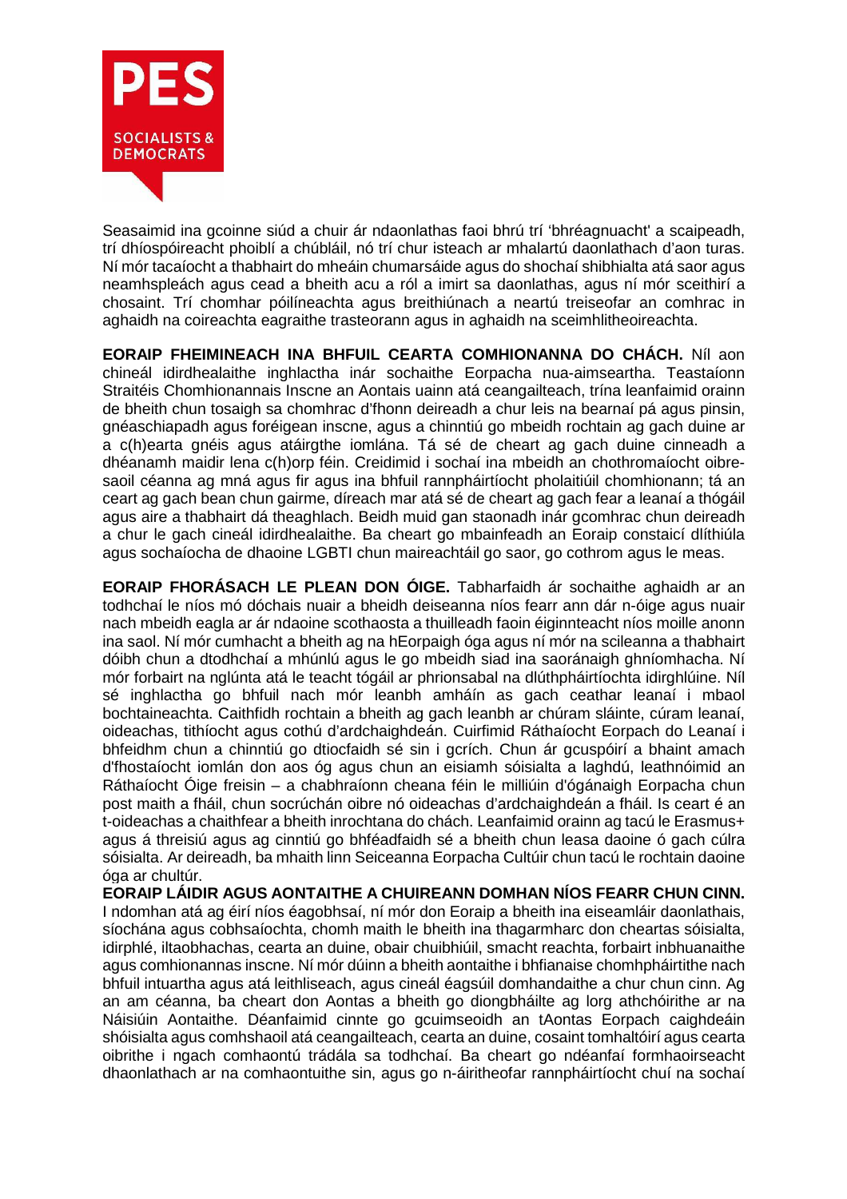Seasaimid ina gcoinne siúd a chuir ár ndaonlathas faoi bhrú trí 'bhréagnuacht' a scaipeadh, trí dhíospóireacht phoiblí a chúbláil, nó trí chur isteach ar mhalartú daonlathach d'aon turas. Ní mór tacaíocht a thabhairt do mheáin chumarsáide agus do shochaí shibhialta atá saor agus neamhspleách agus cead a bheith acu a ról a imirt sa daonlathas, agus ní mór sceithirí a chosaint. Trí chomhar póilíneachta agus breithiúnach a neartú treiseofar an comhrac in aghaidh na coireachta eagraithe trasteorann agus in aghaidh na sceimhlitheoireachta.

**EORAIP FHEIMINEACH INA BHFUIL CEARTA COMHIONANNA DO CHÁCH.** Níl aon chineál idirdhealaithe inghlactha inár sochaithe Eorpacha nua-aimseartha. Teastaíonn Straitéis Chomhionannais Inscne an Aontais uainn atá ceangailteach, trína leanfaimid orainn de bheith chun tosaigh sa chomhrac d'fhonn deireadh a chur leis na bearnaí pá agus pinsin, gnéaschiapadh agus foréigean inscne, agus a chinntiú go mbeidh rochtain ag gach duine ar a c(h)earta gnéis agus atáirgthe iomlána. Tá sé de cheart ag gach duine cinneadh a dhéanamh maidir lena c(h)orp féin. Creidimid i sochaí ina mbeidh an chothromaíocht oibre-saoil céanna ag mná agus fir agus ina bhfuil rannpháirtíocht pholaitiúil chomhionann; tá an ceart ag gach bean chun gairme, díreach mar atá sé de cheart ag gach fear a leanaí a thógáil agus aire a thabhairt dá theaghlach. Beidh muid gan staonadh inár gcomhrac chun deireadh a chur le gach cineál idirdhealaithe. Ba cheart go mbainfeadh an Eoraip constaicí dlíthiúla agus sochaíocha de dhaoine LGBTI chun maireachtáil go saor, go cothrom agus le meas.

**EORAIP FHORÁSACH LE PLEAN DON ÓIGE.** Tabharfaidh ár sochaithe aghaidh ar an todhchaí le níos mó dóchais nuair a bheidh deiseanna níos fearr ann dár n-óige agus nuair nach mbeidh eagla ar ár ndaoine scothaosta a thuilleadh faoin éiginnteacht níos moille anonn ina saol. Ní mór cumhacht a bheith ag na hEorpaigh óga agus ní mór na scileanna a thabhairt dóibh chun a dtodhchaí a mhúnlú agus le go mbeidh siad ina saoránaigh ghníomhacha. Ní mór forbairt na nglúnta atá le teacht tógáil ar phrionsabal na dlúthpháirtíochta idirghlúine. Níl sé inghlactha go bhfuil nach mór leanbh amháin as gach ceathar leanaí i mbaol bochtaineachta. Caithfidh rochtain a bheith ag gach leanbh ar chúram sláinte, cúram leanaí, oideachas, tithíocht agus cothú d'ardchaighdeán. Cuirfimid Ráthaíocht Eorpach do Leanaí i bhfeidhm chun a chinntiú go dtiocfaidh sé sin i gcrích. Chun ár gcuspóirí a bhaint amach d'fhostaíocht iomlán don aos óg agus chun an eisiamh sóisialta a laghdú, leathnóimid an Ráthaíocht Óige freisin – a chabhraíonn cheana féin le milliúin d'ógánaigh Eorpacha chun post maith a fháil, chun socrúchán oibre nó oideachas d'ardchaighdeán a fháil. Is ceart é an t-oideachas a chaithfear a bheith inrochtana do chách. Leanfaimid orainn ag tacú le Erasmus+ agus á threisiú agus ag cinntiú go bhféadfaidh sé a bheith chun leasa daoine ó gach cúlra sóisialta. Ar deireadh, ba mhaith linn Seiceanna Eorpacha Cultúir chun tacú le rochtain daoine óga ar chultúr.

**EORAIP LÁIDIR AGUS AONTAITHE A CHUIREANN DOMHAN NÍOS FEARR CHUN CINN.** I ndomhan atá ag éirí níos éagobhsaí, ní mór don Eoraip a bheith ina eiseamláir daonlathais, síochána agus cobhsaíochta, chomh maith le bheith ina thagarmharc don cheartas sóisialta, idirphlé, iltaobhachas, cearta an duine, obair chuibhiúil, smacht reachta, forbairt inbhuanaithe agus comhionannas inscne. Ní mór dúinn a bheith aontaithe i bhfianaise chomhpháirtithe nach bhfuil intuartha agus atá leithliseach, agus cineál éagsúil domhandaithe a chur chun cinn. Ag an am céanna, ba cheart don Aontas a bheith go diongbháilte ag lorg athchóirithe ar na Náisiúin Aontaithe. Déanfaimid cinnte go gcuimseoidh an tAontas Eorpach caighdeáin shóisialta agus comhshaoil atá ceangailteach, cearta an duine, cosaint tomhaltóirí agus cearta oibrithe i ngach comhaontú trádála sa todhchaí. Ba cheart go ndéanfaí formhaoirseacht dhaonlathach ar na comhaontuithe sin, agus go n-áiritheofar rannpháirtíocht chuí na sochaí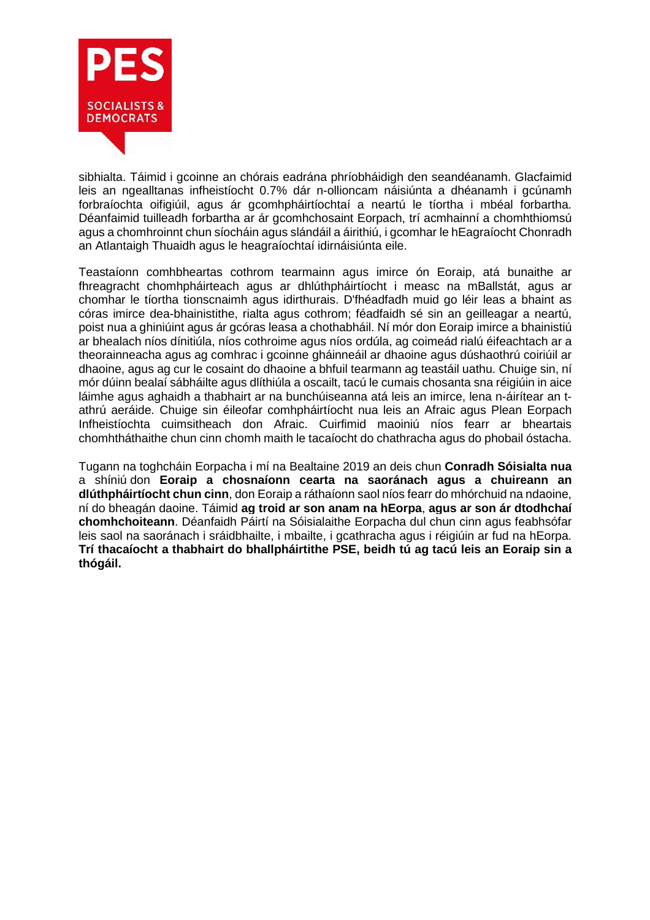sibhialta. Táimid i gcoinne an chórais eadrána phríobháidigh den seandéanamh. Glacfaimid leis an ngealltanas infheistíocht 0.7% dár n-ollioncam náisiúnta a dhéanamh i gcúnamh forbraíochta oifigiúil, agus ár gcomhpháirtíochtaí a neartú le tíortha i mbéal forbartha. Déanfaimid tuilleadh forbartha ar ár gcomhchosaint Eorpach, trí acmhainní a chomhthiomsú agus a chomhroinnt chun síocháin agus slándáil a áirithiú, i gcomhar le hEagraíocht Chonradh an Atlantaigh Thuaidh agus le heagraíochtaí idirnáisiúnta eile.

Teastaíonn comhbheartas cothrom tearmainn agus imirce ón Eoraip, atá bunaithe ar fhreagracht chomhpháirteach agus ar dhlúthpháirtíocht i measc na mBallstát, agus ar chomhar le tíortha tionscnaimh agus idirthurais. D'fhéadfadh muid go léir leas a bhaint as córas imirce dea-bhainistithe, rialta agus cothrom; féadfaidh sé sin an geilleagar a neartú, poist nua a ghiniúint agus ár gcóras leasa a chothabháil. Ní mór don Eoraip imirce a bhainistiú ar bhealach níos dínitiúla, níos cothroime agus níos ordúla, ag coimeád rialú éifeachtach ar a theorainneacha agus ag comhrac i gcoinne gháinneáil ar dhaoine agus dúshaothrú coiriúil ar dhaoine, agus ag cur le cosaint do dhaoine a bhfuil tearmann ag teastáil uathu. Chuige sin, ní mór dúinn bealaí sábháilte agus dlíthiúla a oscailt, tacú le cumais chosanta sna réigiúin in aice láimhe agus aghaidh a thabhairt ar na bunchúiseanna atá leis an imirce, lena n-áirítear an t-athrú aeráide. Chuige sin éileofar comhpháirtíocht nua leis an Afraic agus Plean Eorpach Infheistíochta cuimsitheach don Afraic. Cuirfimid maoiniú níos fearr ar bheartais chomhtháthaithe chun cinn chomh maith le tacaíocht do chathracha agus do phobail óstacha.

Tugann na toghcháin Eorpacha i mí na Bealtaine 2019 an deis chun **Conradh Sóisialta nua** a shíniú don **Eoraip a chosnaíonn cearta na saoránach agus a chuireann an dlúthpháirtíocht chun cinn**, don Eoraip a ráthaíonn saol níos fearr do mhórchuid na ndaoine, ní do bheagán daoine. Táimid **ag troid ar son anam na hEorpa**, **agus ar son ár dtodhchaí chomhchoiteann**. Déanfaidh Páirtí na Sóisialaithe Eorpacha dul chun cinn agus feabhsófar leis saol na saoránach i sráidbhailte, i mbailte, i gcathracha agus i réigiúin ar fud na hEorpa. **Trí thacaíocht a thabhairt do bhallpháirtithe PSE, beidh tú ag tacú leis an Eoraip sin a thógáil.**